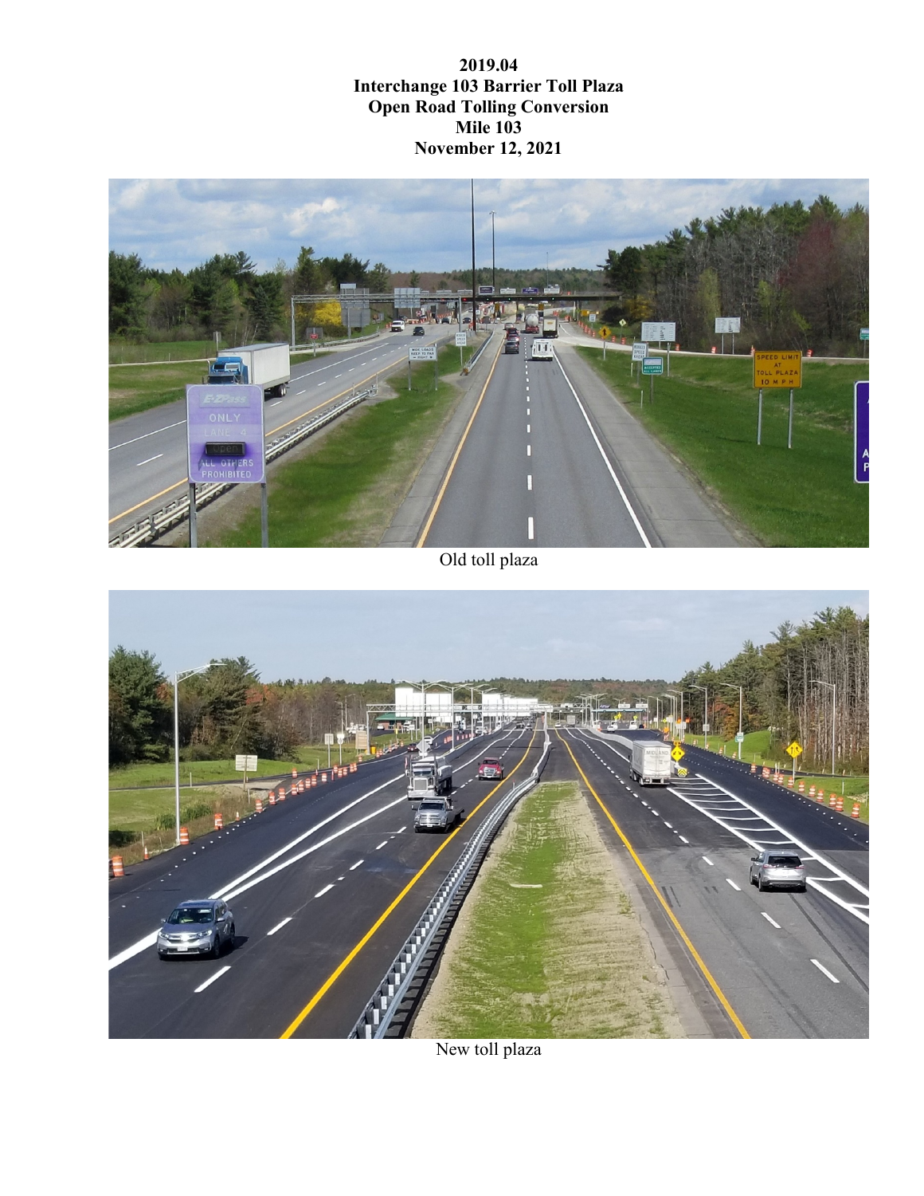**2019.04**
**Interchange 103 Barrier Toll Plaza**
**Open Road Tolling Conversion**
**Mile 103**
**November 12, 2021**

Old toll plaza

New toll plaza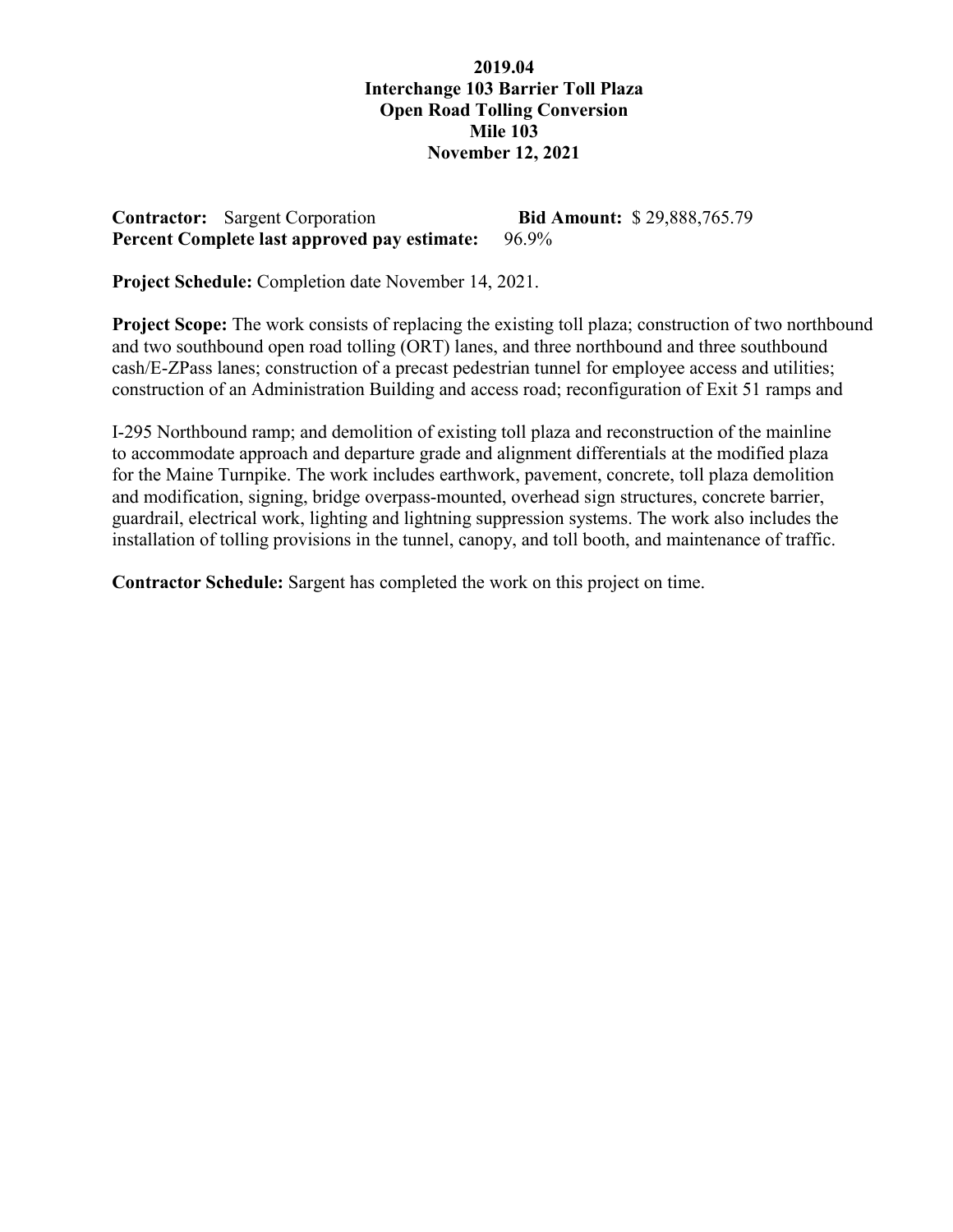**2019.04**
**Interchange 103 Barrier Toll Plaza**
**Open Road Tolling Conversion**
**Mile 103**
**November 12, 2021**

**Contractor:** Sargent Corporation **Bid Amount:** $ 29,888,765.79
**Percent Complete last approved pay estimate:** 96.9%

**Project Schedule:** Completion date November 14, 2021.

**Project Scope:** The work consists of replacing the existing toll plaza; construction of two northbound and two southbound open road tolling (ORT) lanes, and three northbound and three southbound cash/E-ZPass lanes; construction of a precast pedestrian tunnel for employee access and utilities; construction of an Administration Building and access road; reconfiguration of Exit 51 ramps and

I-295 Northbound ramp; and demolition of existing toll plaza and reconstruction of the mainline to accommodate approach and departure grade and alignment differentials at the modified plaza for the Maine Turnpike. The work includes earthwork, pavement, concrete, toll plaza demolition and modification, signing, bridge overpass-mounted, overhead sign structures, concrete barrier, guardrail, electrical work, lighting and lightning suppression systems. The work also includes the installation of tolling provisions in the tunnel, canopy, and toll booth, and maintenance of traffic.

**Contractor Schedule:** Sargent has completed the work on this project on time.